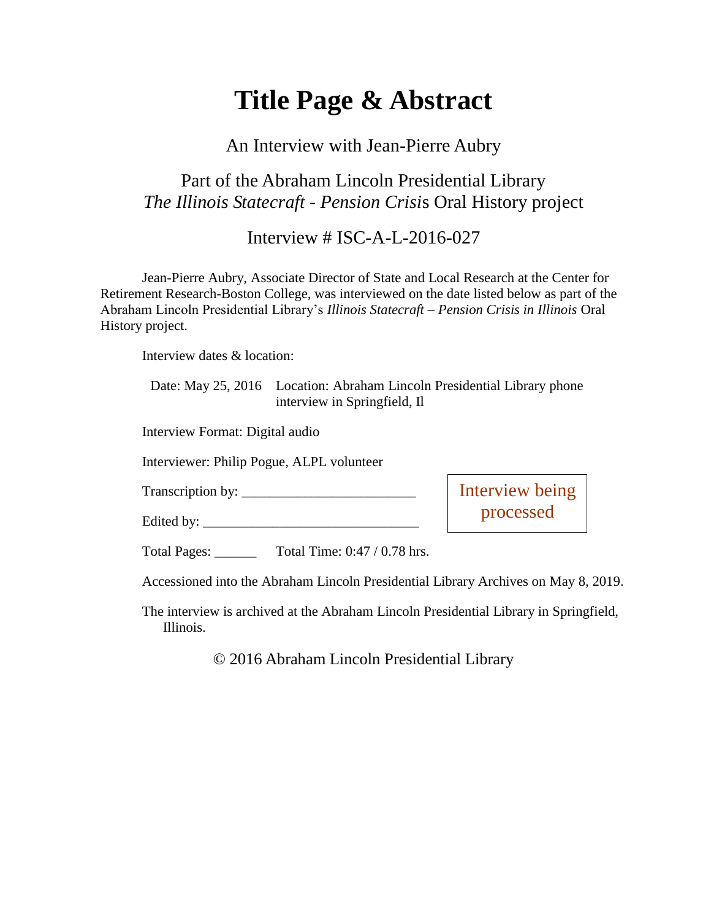# Title Page & Abstract

An Interview with Jean-Pierre Aubry

Part of the Abraham Lincoln Presidential Library
*The Illinois Statecraft - Pension Crisis* Oral History project

Interview # ISC-A-L-2016-027

Jean-Pierre Aubry, Associate Director of State and Local Research at the Center for Retirement Research-Boston College, was interviewed on the date listed below as part of the Abraham Lincoln Presidential Library's *Illinois Statecraft – Pension Crisis in Illinois* Oral History project.

Interview dates & location:

Date: May 25, 2016 Location: Abraham Lincoln Presidential Library phone interview in Springfield, Il

Interview Format: Digital audio

Interviewer: Philip Pogue, ALPL volunteer

Transcription by: ________________________

Edited by: ______________________________

Interview being processed

Total Pages: ______ Total Time: 0:47 / 0.78 hrs.

Accessioned into the Abraham Lincoln Presidential Library Archives on May 8, 2019.

The interview is archived at the Abraham Lincoln Presidential Library in Springfield, Illinois.

© 2016 Abraham Lincoln Presidential Library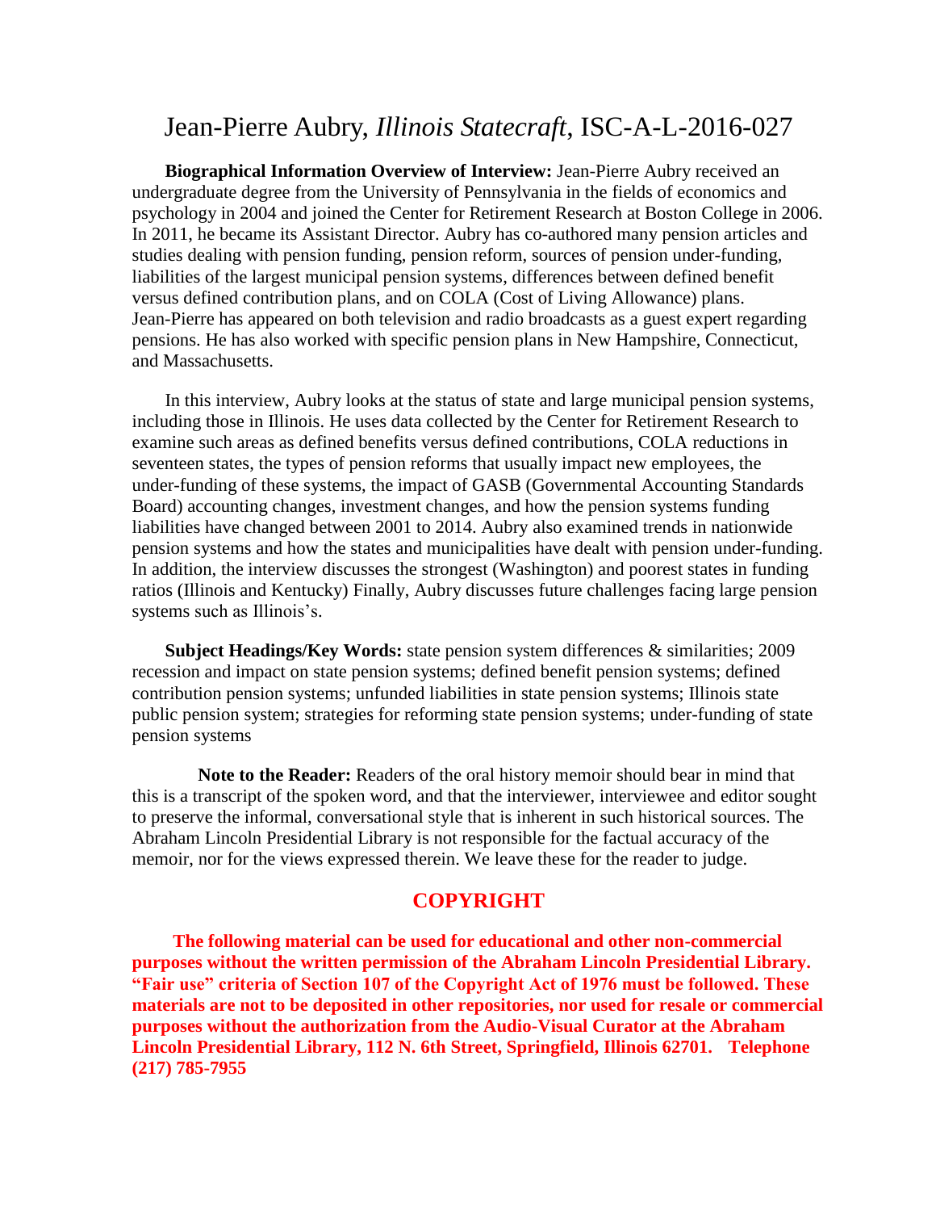# Jean-Pierre Aubry, *Illinois Statecraft*, ISC-A-L-2016-027

**Biographical Information Overview of Interview:** Jean-Pierre Aubry received an undergraduate degree from the University of Pennsylvania in the fields of economics and psychology in 2004 and joined the Center for Retirement Research at Boston College in 2006. In 2011, he became its Assistant Director. Aubry has co-authored many pension articles and studies dealing with pension funding, pension reform, sources of pension under-funding, liabilities of the largest municipal pension systems, differences between defined benefit versus defined contribution plans, and on COLA (Cost of Living Allowance) plans. Jean-Pierre has appeared on both television and radio broadcasts as a guest expert regarding pensions. He has also worked with specific pension plans in New Hampshire, Connecticut, and Massachusetts.

In this interview, Aubry looks at the status of state and large municipal pension systems, including those in Illinois. He uses data collected by the Center for Retirement Research to examine such areas as defined benefits versus defined contributions, COLA reductions in seventeen states, the types of pension reforms that usually impact new employees, the under-funding of these systems, the impact of GASB (Governmental Accounting Standards Board) accounting changes, investment changes, and how the pension systems funding liabilities have changed between 2001 to 2014. Aubry also examined trends in nationwide pension systems and how the states and municipalities have dealt with pension under-funding. In addition, the interview discusses the strongest (Washington) and poorest states in funding ratios (Illinois and Kentucky) Finally, Aubry discusses future challenges facing large pension systems such as Illinois's.

**Subject Headings/Key Words:** state pension system differences & similarities; 2009 recession and impact on state pension systems; defined benefit pension systems; defined contribution pension systems; unfunded liabilities in state pension systems; Illinois state public pension system; strategies for reforming state pension systems; under-funding of state pension systems

**Note to the Reader:** Readers of the oral history memoir should bear in mind that this is a transcript of the spoken word, and that the interviewer, interviewee and editor sought to preserve the informal, conversational style that is inherent in such historical sources. The Abraham Lincoln Presidential Library is not responsible for the factual accuracy of the memoir, nor for the views expressed therein. We leave these for the reader to judge.

## COPYRIGHT

**The following material can be used for educational and other non-commercial purposes without the written permission of the Abraham Lincoln Presidential Library. "Fair use" criteria of Section 107 of the Copyright Act of 1976 must be followed. These materials are not to be deposited in other repositories, nor used for resale or commercial purposes without the authorization from the Audio-Visual Curator at the Abraham Lincoln Presidential Library, 112 N. 6th Street, Springfield, Illinois 62701. Telephone (217) 785-7955**